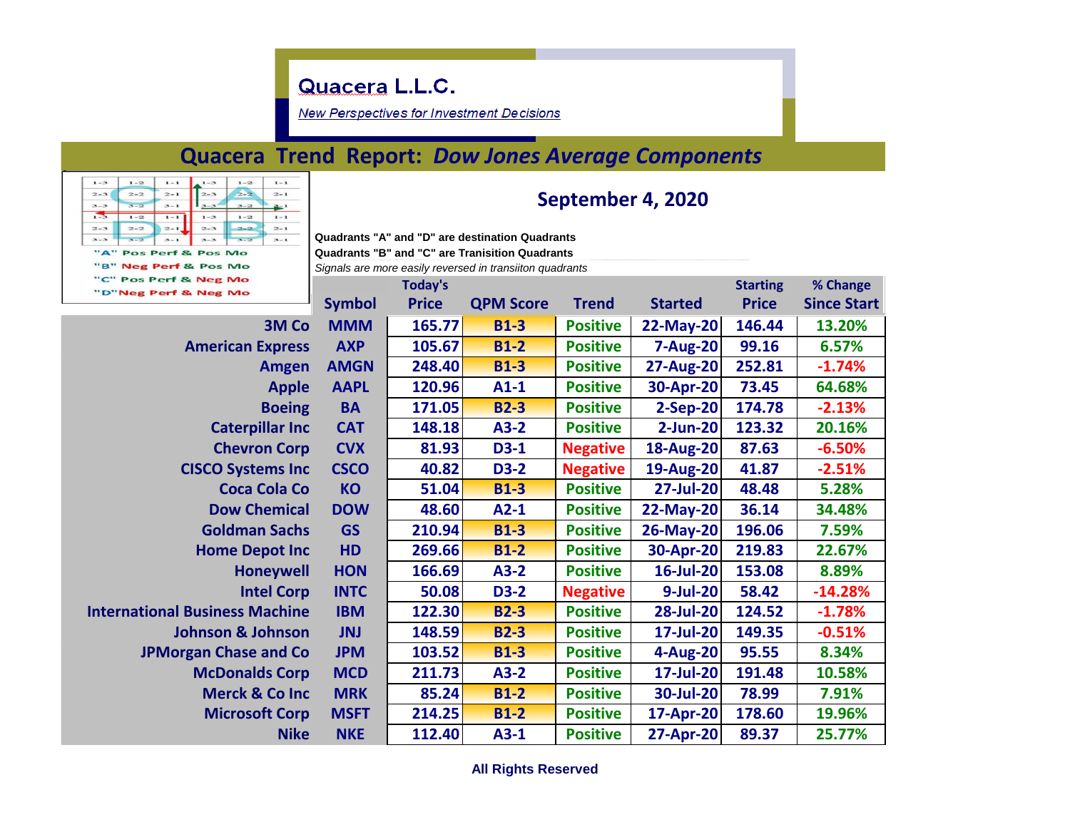# Quacera L.L.C.

*New Perspectives for Investment Decisions*

## Quacera Trend Report: *Dow Jones Average Components*

"A" Pos Perf & Pos Mo
"B" Neg Perf & Pos Mo
"C" Pos Perf & Neg Mo
"D" Neg Perf & Neg Mo

### September 4, 2020

**Quadrants "A" and "D" are destination Quadrants**
**Quadrants "B" and "C" are Tranisition Quadrants**
*Signals are more easily reversed in transiiton quadrants*

| | Symbol | Today's Price | QPM Score | Trend | Started | Starting Price | % Change Since Start |
|---|---|---|---|---|---|---|---|
| 3M Co | MMM | 165.77 | B1-3 | Positive | 22-May-20 | 146.44 | 13.20% |
| American Express | AXP | 105.67 | B1-2 | Positive | 7-Aug-20 | 99.16 | 6.57% |
| Amgen | AMGN | 248.40 | B1-3 | Positive | 27-Aug-20 | 252.81 | -1.74% |
| Apple | AAPL | 120.96 | A1-1 | Positive | 30-Apr-20 | 73.45 | 64.68% |
| Boeing | BA | 171.05 | B2-3 | Positive | 2-Sep-20 | 174.78 | -2.13% |
| Caterpillar Inc | CAT | 148.18 | A3-2 | Positive | 2-Jun-20 | 123.32 | 20.16% |
| Chevron Corp | CVX | 81.93 | D3-1 | Negative | 18-Aug-20 | 87.63 | -6.50% |
| CISCO Systems Inc | CSCO | 40.82 | D3-2 | Negative | 19-Aug-20 | 41.87 | -2.51% |
| Coca Cola Co | KO | 51.04 | B1-3 | Positive | 27-Jul-20 | 48.48 | 5.28% |
| Dow Chemical | DOW | 48.60 | A2-1 | Positive | 22-May-20 | 36.14 | 34.48% |
| Goldman Sachs | GS | 210.94 | B1-3 | Positive | 26-May-20 | 196.06 | 7.59% |
| Home Depot Inc | HD | 269.66 | B1-2 | Positive | 30-Apr-20 | 219.83 | 22.67% |
| Honeywell | HON | 166.69 | A3-2 | Positive | 16-Jul-20 | 153.08 | 8.89% |
| Intel Corp | INTC | 50.08 | D3-2 | Negative | 9-Jul-20 | 58.42 | -14.28% |
| International Business Machine | IBM | 122.30 | B2-3 | Positive | 28-Jul-20 | 124.52 | -1.78% |
| Johnson & Johnson | JNJ | 148.59 | B2-3 | Positive | 17-Jul-20 | 149.35 | -0.51% |
| JPMorgan Chase and Co | JPM | 103.52 | B1-3 | Positive | 4-Aug-20 | 95.55 | 8.34% |
| McDonalds Corp | MCD | 211.73 | A3-2 | Positive | 17-Jul-20 | 191.48 | 10.58% |
| Merck & Co Inc | MRK | 85.24 | B1-2 | Positive | 30-Jul-20 | 78.99 | 7.91% |
| Microsoft Corp | MSFT | 214.25 | B1-2 | Positive | 17-Apr-20 | 178.60 | 19.96% |
| Nike | NKE | 112.40 | A3-1 | Positive | 27-Apr-20 | 89.37 | 25.77% |

**All Rights Reserved**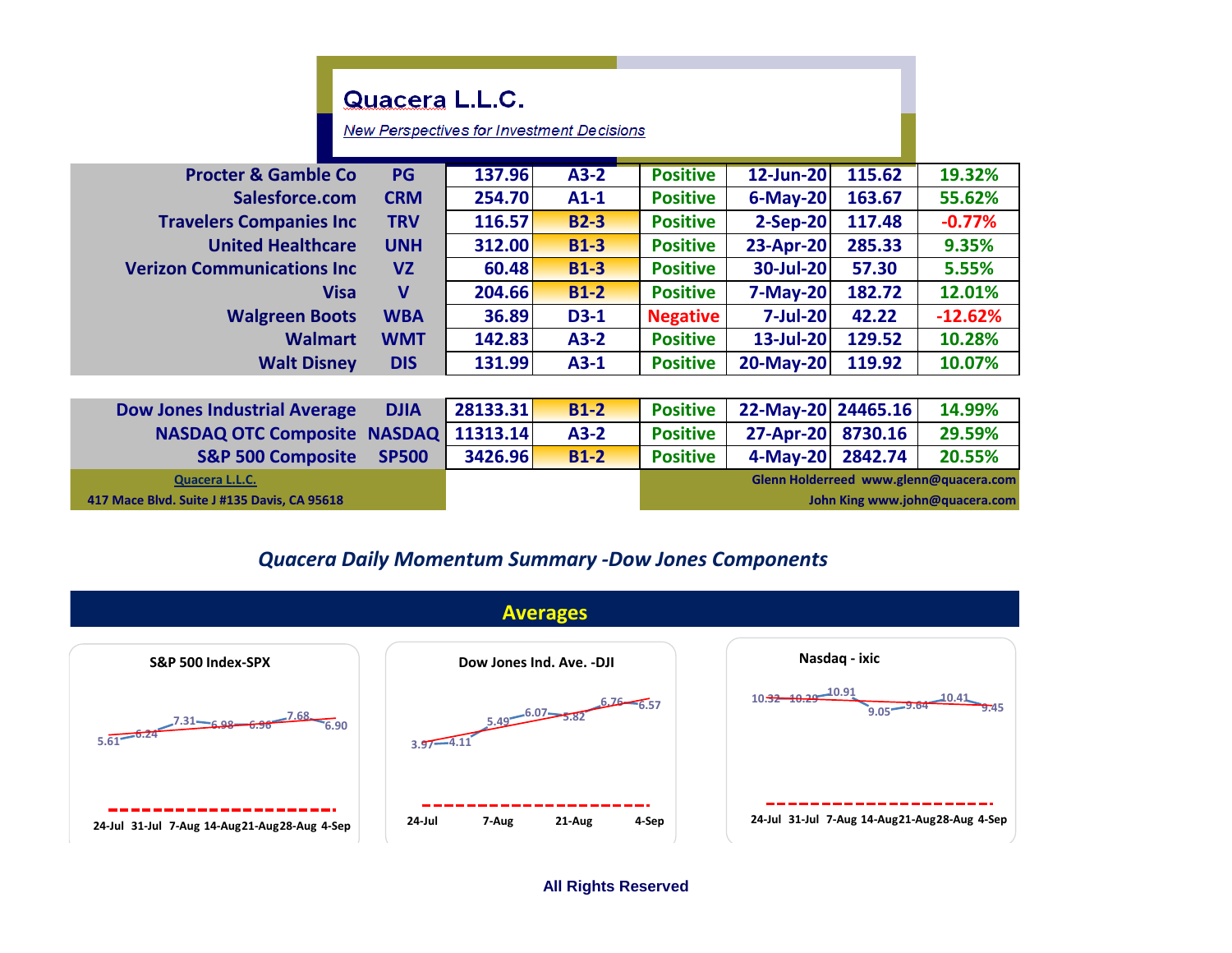# Quacera L.L.C.

*New Perspectives for Investment Decisions*

| | | | | | | | |
|---|---|---|---|---|---|---|---|
| Procter & Gamble Co | PG | 137.96 | A3-2 | Positive | 12-Jun-20 | 115.62 | 19.32% |
| Salesforce.com | CRM | 254.70 | A1-1 | Positive | 6-May-20 | 163.67 | 55.62% |
| Travelers Companies Inc | TRV | 116.57 | B2-3 | Positive | 2-Sep-20 | 117.48 | -0.77% |
| United Healthcare | UNH | 312.00 | B1-3 | Positive | 23-Apr-20 | 285.33 | 9.35% |
| Verizon Communications Inc | VZ | 60.48 | B1-3 | Positive | 30-Jul-20 | 57.30 | 5.55% |
| Visa | V | 204.66 | B1-2 | Positive | 7-May-20 | 182.72 | 12.01% |
| Walgreen Boots | WBA | 36.89 | D3-1 | Negative | 7-Jul-20 | 42.22 | -12.62% |
| Walmart | WMT | 142.83 | A3-2 | Positive | 13-Jul-20 | 129.52 | 10.28% |
| Walt Disney | DIS | 131.99 | A3-1 | Positive | 20-May-20 | 119.92 | 10.07% |

| | | | | | | | |
|---|---|---|---|---|---|---|---|
| Dow Jones Industrial Average | DJIA | 28133.31 | B1-2 | Positive | 22-May-20 | 24465.16 | 14.99% |
| NASDAQ OTC Composite | NASDAQ | 11313.14 | A3-2 | Positive | 27-Apr-20 | 8730.16 | 29.59% |
| S&P 500 Composite | SP500 | 3426.96 | B1-2 | Positive | 4-May-20 | 2842.74 | 20.55% |

Quacera L.L.C.
417 Mace Blvd. Suite J #135 Davis, CA 95618

Glenn Holderreed www.glenn@quacera.com
John King www.john@quacera.com

## *Quacera Daily Momentum Summary -Dow Jones Components*

### Averages

**S&P 500 Index-SPX**

| 24-Jul | 31-Jul | 7-Aug | 14-Aug | 21-Aug | 28-Aug | 4-Sep |
|---|---|---|---|---|---|---|
| 5.61 | 6.24 | 7.31 | 6.98 | 6.96 | 7.68 | 6.90 |

**Dow Jones Ind. Ave. -DJI**

| 24-Jul | | 7-Aug | | 21-Aug | | 4-Sep |
|---|---|---|---|---|---|---|
| 3.97 | 4.11 | 5.49 | 6.07 | 5.82 | 6.76 | 6.57 |

**Nasdaq - ixic**

| 24-Jul | 31-Jul | 7-Aug | 14-Aug | 21-Aug | 28-Aug | 4-Sep |
|---|---|---|---|---|---|---|
| 10.32 | 10.29 | 10.91 | 9.05 | 9.64 | 10.41 | 9.45 |

All Rights Reserved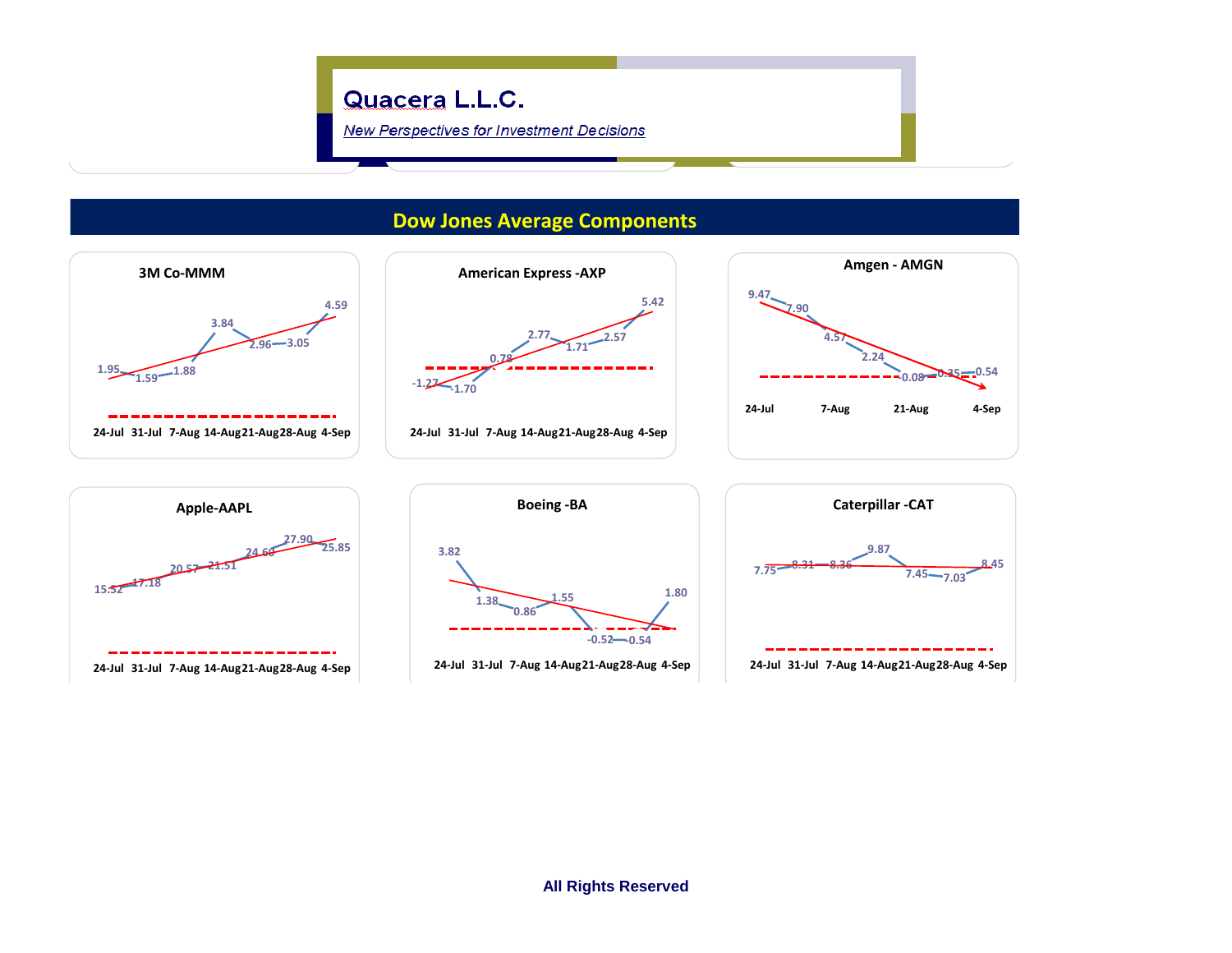# Quacera L.L.C.

*New Perspectives for Investment Decisions*

## Dow Jones Average Components

### 3M Co-MMM

| 24-Jul | 31-Jul | 7-Aug | 14-Aug | 21-Aug | 28-Aug | 4-Sep |
|---|---|---|---|---|---|---|
| 1.95 | 1.59 | 1.88 | 3.84 | 2.96 | 3.05 | 4.59 |

### American Express -AXP

| 24-Jul | 31-Jul | 7-Aug | 14-Aug | 21-Aug | 28-Aug | 4-Sep |
|---|---|---|---|---|---|---|
| -1.27 | -1.70 | 0.78 | 2.77 | 1.71 | 2.57 | 5.42 |

### Amgen - AMGN

| 24-Jul | | 7-Aug | | 21-Aug | | 4-Sep |
|---|---|---|---|---|---|---|
| 9.47 | 7.90 | 4.57 | 2.24 | 0.08 | 0.35 | 0.54 |

### Apple-AAPL

| 24-Jul | 31-Jul | 7-Aug | 14-Aug | 21-Aug | 28-Aug | 4-Sep |
|---|---|---|---|---|---|---|
| 15.52 | 17.18 | 20.57 | 21.51 | 24.60 | 27.90 | 25.85 |

### Boeing -BA

| 24-Jul | 31-Jul | 7-Aug | 14-Aug | 21-Aug | 28-Aug | 4-Sep |
|---|---|---|---|---|---|---|
| 3.82 | 1.38 | 0.86 | 1.55 | -0.52 | -0.54 | 1.80 |

### Caterpillar -CAT

| 24-Jul | 31-Jul | 7-Aug | 14-Aug | 21-Aug | 28-Aug | 4-Sep |
|---|---|---|---|---|---|---|
| 7.75 | 8.31 | 8.36 | 9.87 | 7.45 | 7.03 | 8.45 |

All Rights Reserved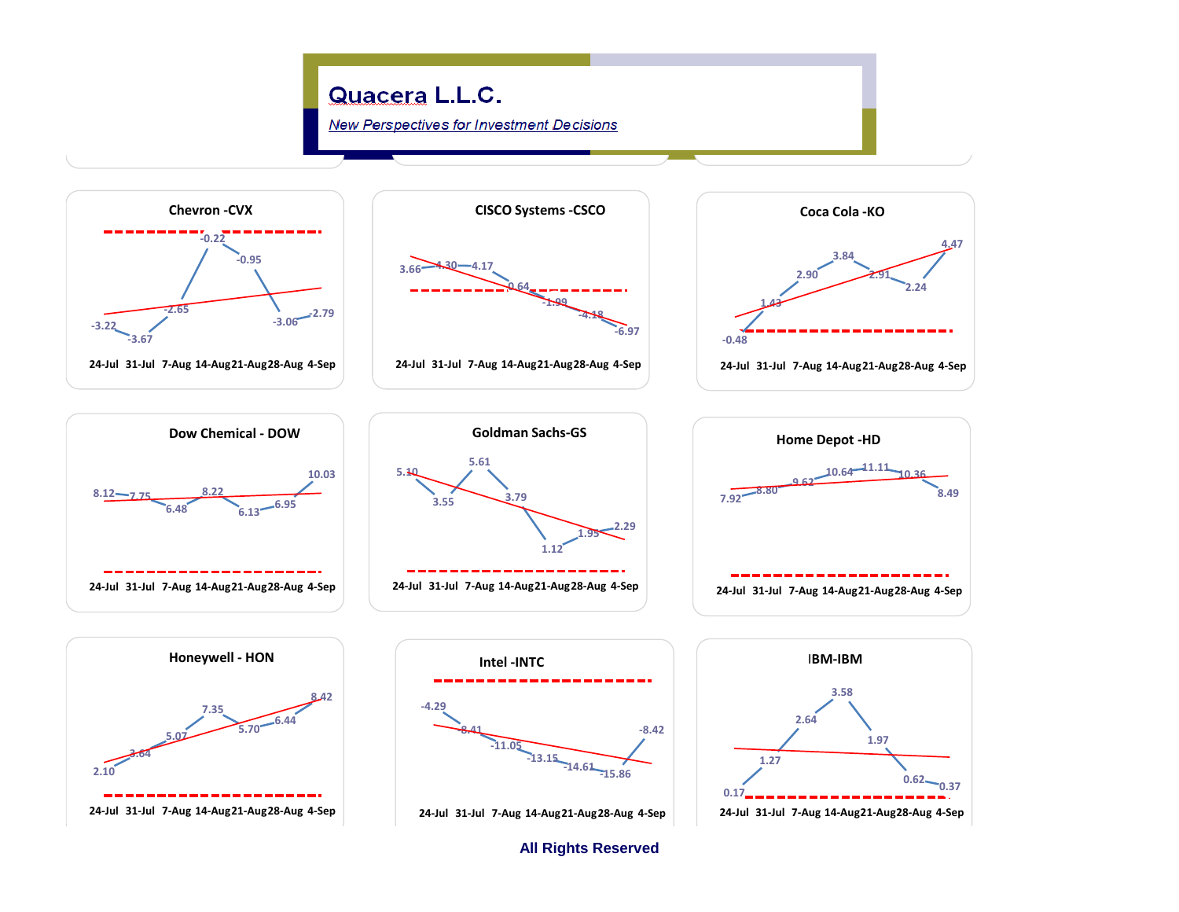# Quacera L.L.C.

*New Perspectives for Investment Decisions*

### Chevron -CVX

| 24-Jul | 31-Jul | 7-Aug | 14-Aug | 21-Aug | 28-Aug | 4-Sep |
|---|---|---|---|---|---|---|
| -3.22 | -3.67 | -2.65 | -0.22 | -0.95 | -3.06 | -2.79 |

### CISCO Systems -CSCO

| 24-Jul | 31-Jul | 7-Aug | 14-Aug | 21-Aug | 28-Aug | 4-Sep |
|---|---|---|---|---|---|---|
| 3.66 | 4.30 | 4.17 | 0.64 | -1.99 | -4.18 | -6.97 |

### Coca Cola -KO

| 24-Jul | 31-Jul | 7-Aug | 14-Aug | 21-Aug | 28-Aug | 4-Sep |
|---|---|---|---|---|---|---|
| -0.48 | 1.43 | 2.90 | 3.84 | 2.91 | 2.24 | 4.47 |

### Dow Chemical - DOW

| 24-Jul | 31-Jul | 7-Aug | 14-Aug | 21-Aug | 28-Aug | 4-Sep |
|---|---|---|---|---|---|---|
| 8.12 | 7.75 | 6.48 | 8.22 | 6.13 | 6.95 | 10.03 |

### Goldman Sachs-GS

| 24-Jul | 31-Jul | 7-Aug | 14-Aug | 21-Aug | 28-Aug | 4-Sep |
|---|---|---|---|---|---|---|
| 5.10 | 3.55 | 5.61 | 3.79 | 1.12 | 1.95 | 2.29 |

### Home Depot -HD

| 24-Jul | 31-Jul | 7-Aug | 14-Aug | 21-Aug | 28-Aug | 4-Sep |
|---|---|---|---|---|---|---|
| 7.92 | 8.80 | 9.62 | 10.64 | 11.11 | 10.36 | 8.49 |

### Honeywell - HON

| 24-Jul | 31-Jul | 7-Aug | 14-Aug | 21-Aug | 28-Aug | 4-Sep |
|---|---|---|---|---|---|---|
| 2.10 | 3.64 | 5.07 | 7.35 | 5.70 | 6.44 | 8.42 |

### Intel -INTC

| 24-Jul | 31-Jul | 7-Aug | 14-Aug | 21-Aug | 28-Aug | 4-Sep |
|---|---|---|---|---|---|---|
| -4.29 | -8.41 | -11.05 | -13.15 | -14.61 | -15.86 | -8.42 |

### IBM-IBM

| 24-Jul | 31-Jul | 7-Aug | 14-Aug | 21-Aug | 28-Aug | 4-Sep |
|---|---|---|---|---|---|---|
| 0.17 | 1.27 | 2.64 | 3.58 | 1.97 | 0.62 | 0.37 |

All Rights Reserved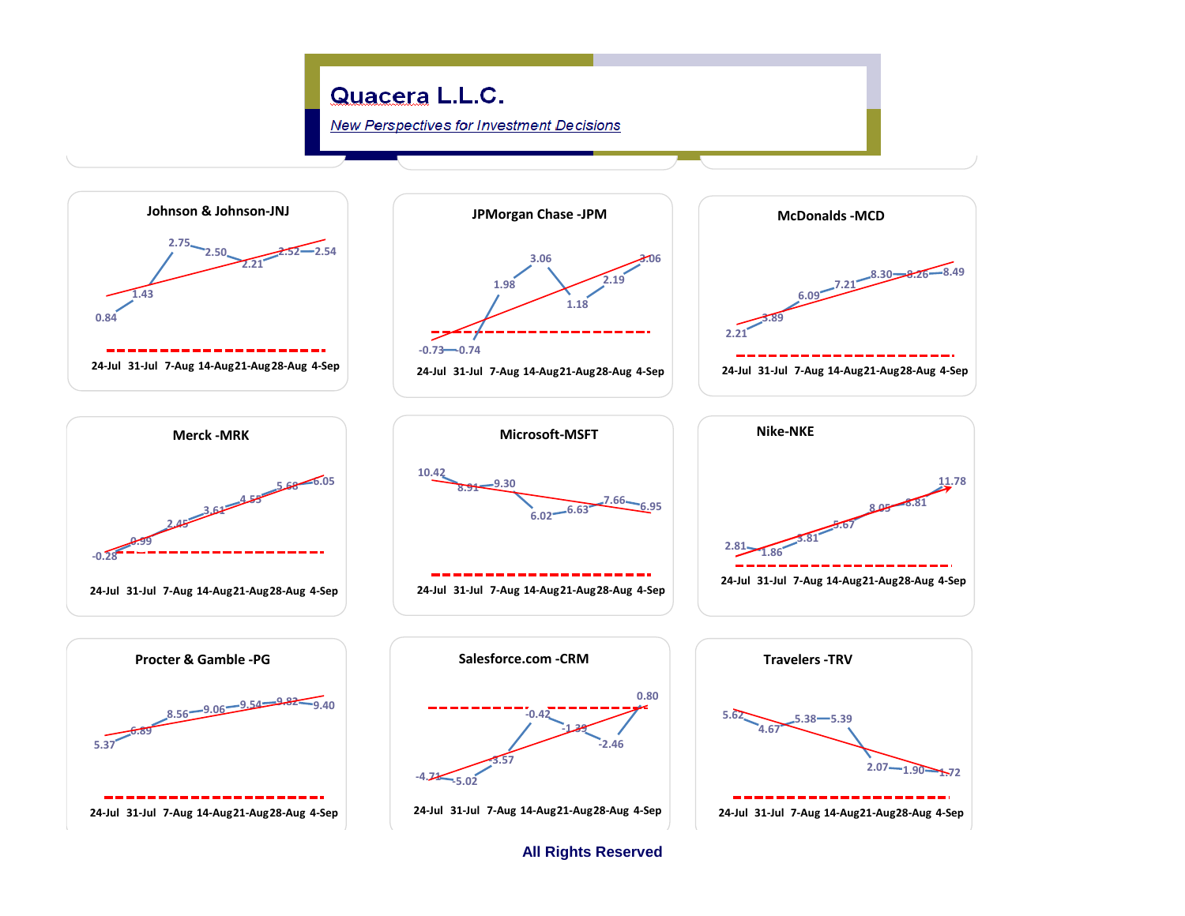# Quacera L.L.C.

*New Perspectives for Investment Decisions*

### Johnson & Johnson-JNJ

| 24-Jul | 31-Jul | 7-Aug | 14-Aug | 21-Aug | 28-Aug | 4-Sep |
|---|---|---|---|---|---|---|
| 0.84 | 1.43 | 2.75 | 2.50 | 2.21 | 2.52 | 2.54 |

### JPMorgan Chase -JPM

| 24-Jul | 31-Jul | 7-Aug | 14-Aug | 21-Aug | 28-Aug | 4-Sep |
|---|---|---|---|---|---|---|
| -0.73 | -0.74 | 1.98 | 3.06 | 1.18 | 2.19 | 3.06 |

### McDonalds -MCD

| 24-Jul | 31-Jul | 7-Aug | 14-Aug | 21-Aug | 28-Aug | 4-Sep |
|---|---|---|---|---|---|---|
| 2.21 | 3.89 | 6.09 | 7.21 | 8.30 | 8.26 | 8.49 |

### Merck -MRK

| 24-Jul | 31-Jul | 7-Aug | 14-Aug | 21-Aug | 28-Aug | 4-Sep |
|---|---|---|---|---|---|---|
| -0.28 | 0.99 | 2.45 | 3.61 | 4.53 | 5.68 | 6.05 |

### Microsoft-MSFT

| 24-Jul | 31-Jul | 7-Aug | 14-Aug | 21-Aug | 28-Aug | 4-Sep |
|---|---|---|---|---|---|---|
| 10.42 | 8.91 | 9.30 | 6.02 | 6.63 | 7.66 | 6.95 |

### Nike-NKE

| 24-Jul | 31-Jul | 7-Aug | 14-Aug | 21-Aug | 28-Aug | 4-Sep |
|---|---|---|---|---|---|---|
| 2.81 | 1.86 | 3.81 | 5.67 | 8.05 | 8.81 | 11.78 |

### Procter & Gamble -PG

| 24-Jul | 31-Jul | 7-Aug | 14-Aug | 21-Aug | 28-Aug | 4-Sep |
|---|---|---|---|---|---|---|
| 5.37 | 6.89 | 8.56 | 9.06 | 9.54 | 9.82 | 9.40 |

### Salesforce.com -CRM

| 24-Jul | 31-Jul | 7-Aug | 14-Aug | 21-Aug | 28-Aug | 4-Sep |
|---|---|---|---|---|---|---|
| -4.71 | -5.02 | -3.57 | -0.42 | -1.39 | -2.46 | 0.80 |

### Travelers -TRV

| 24-Jul | 31-Jul | 7-Aug | 14-Aug | 21-Aug | 28-Aug | 4-Sep |
|---|---|---|---|---|---|---|
| 5.62 | 4.67 | 5.38 | 5.39 | 2.07 | 1.90 | 1.72 |

All Rights Reserved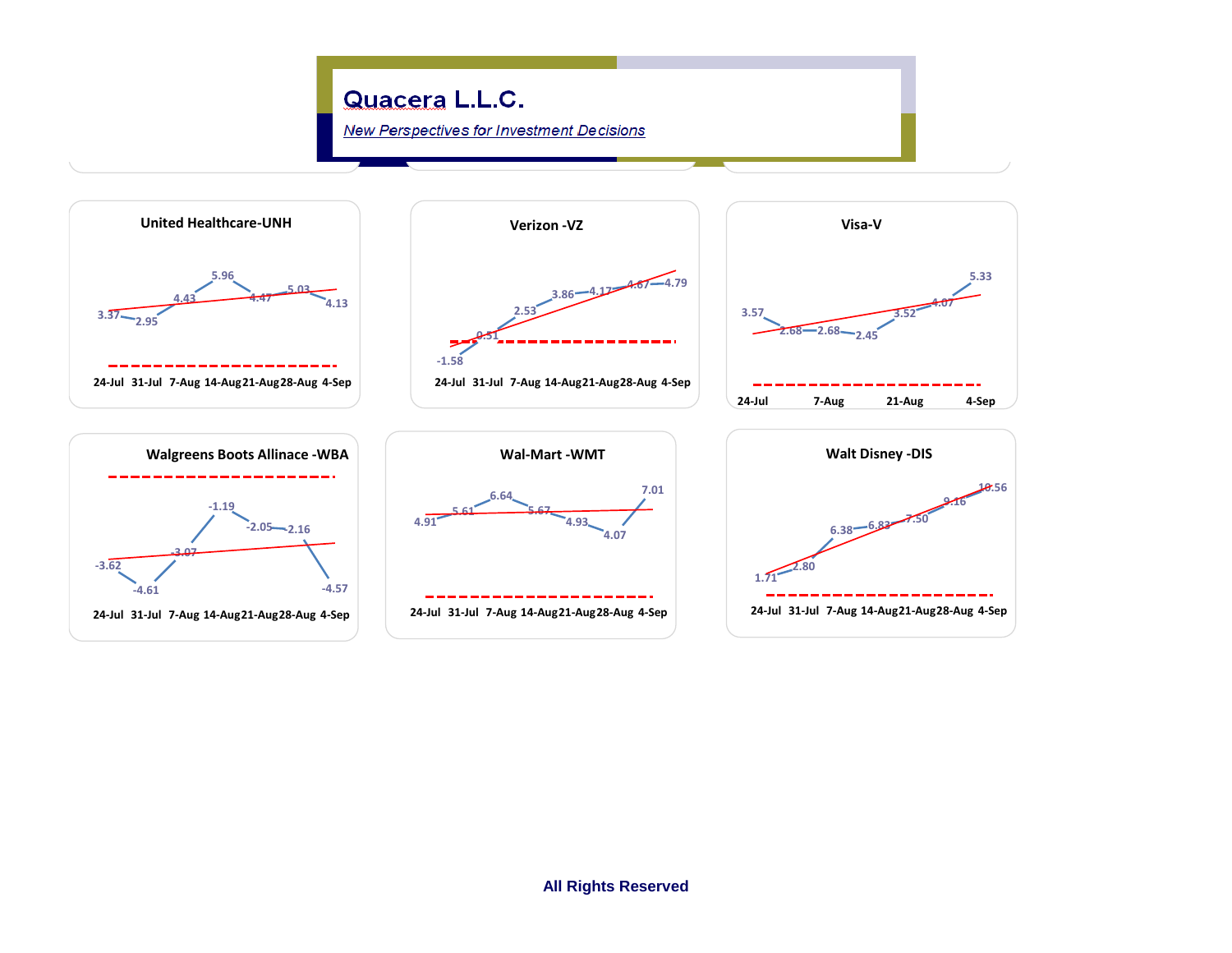# Quacera L.L.C.

*New Perspectives for Investment Decisions*

### United Healthcare-UNH

| 24-Jul | 31-Jul | 7-Aug | 14-Aug | 21-Aug | 28-Aug | 4-Sep |
|---|---|---|---|---|---|---|
| 3.37 | 2.95 | 4.43 | 5.96 | 4.47 | 5.03 | 4.13 |

### Verizon -VZ

| 24-Jul | 31-Jul | 7-Aug | 14-Aug | 21-Aug | 28-Aug | 4-Sep |
|---|---|---|---|---|---|---|
| -1.58 | 0.51 | 2.53 | 3.86 | 4.17 | 4.67 | 4.79 |

### Visa-V

| 24-Jul | | 7-Aug | | 21-Aug | | 4-Sep |
|---|---|---|---|---|---|---|
| 3.57 | 2.68 | 2.68 | 2.45 | 3.52 | 4.07 | 5.33 |

### Walgreens Boots Allinace -WBA

| 24-Jul | 31-Jul | 7-Aug | 14-Aug | 21-Aug | 28-Aug | 4-Sep |
|---|---|---|---|---|---|---|
| -3.62 | -4.61 | -3.07 | -1.19 | -2.05 | -2.16 | -4.57 |

### Wal-Mart -WMT

| 24-Jul | 31-Jul | 7-Aug | 14-Aug | 21-Aug | 28-Aug | 4-Sep |
|---|---|---|---|---|---|---|
| 4.91 | 5.61 | 6.64 | 5.67 | 4.93 | 4.07 | 7.01 |

### Walt Disney -DIS

| 24-Jul | 31-Jul | 7-Aug | 14-Aug | 21-Aug | 28-Aug | 4-Sep |
|---|---|---|---|---|---|---|
| 1.71 | 2.80 | 6.38 | 6.83 | 7.50 | 9.16 | 10.56 |

**All Rights Reserved**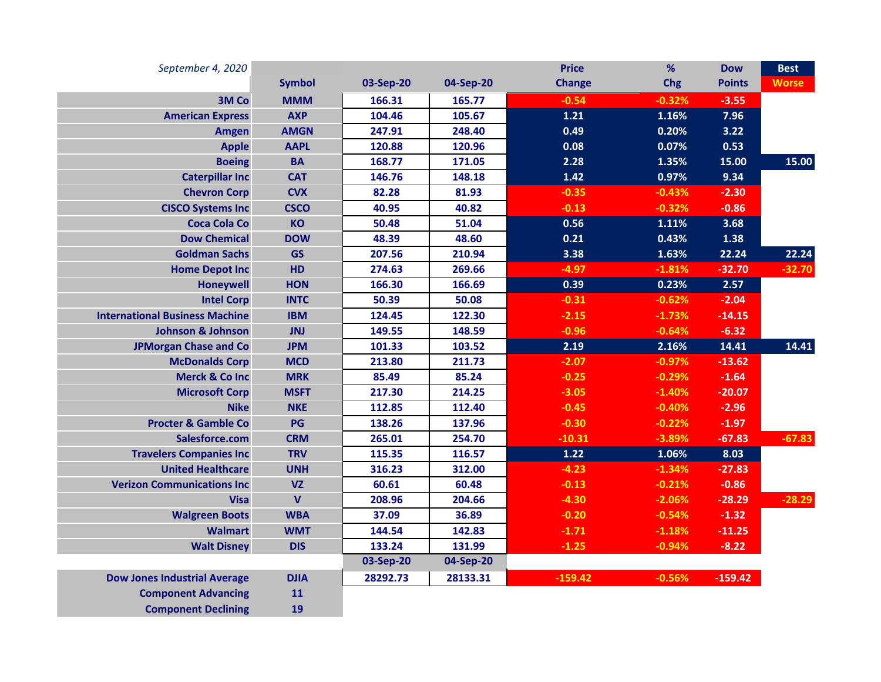| *September 4, 2020* | Symbol | 03-Sep-20 | 04-Sep-20 | Price Change | % Chg | Dow Points | Best Worse |
|---|---|---|---|---|---|---|---|
| 3M Co | MMM | 166.31 | 165.77 | -0.54 | -0.32% | -3.55 | |
| American Express | AXP | 104.46 | 105.67 | 1.21 | 1.16% | 7.96 | |
| Amgen | AMGN | 247.91 | 248.40 | 0.49 | 0.20% | 3.22 | |
| Apple | AAPL | 120.88 | 120.96 | 0.08 | 0.07% | 0.53 | |
| Boeing | BA | 168.77 | 171.05 | 2.28 | 1.35% | 15.00 | 15.00 |
| Caterpillar Inc | CAT | 146.76 | 148.18 | 1.42 | 0.97% | 9.34 | |
| Chevron Corp | CVX | 82.28 | 81.93 | -0.35 | -0.43% | -2.30 | |
| CISCO Systems Inc | CSCO | 40.95 | 40.82 | -0.13 | -0.32% | -0.86 | |
| Coca Cola Co | KO | 50.48 | 51.04 | 0.56 | 1.11% | 3.68 | |
| Dow Chemical | DOW | 48.39 | 48.60 | 0.21 | 0.43% | 1.38 | |
| Goldman Sachs | GS | 207.56 | 210.94 | 3.38 | 1.63% | 22.24 | 22.24 |
| Home Depot Inc | HD | 274.63 | 269.66 | -4.97 | -1.81% | -32.70 | -32.70 |
| Honeywell | HON | 166.30 | 166.69 | 0.39 | 0.23% | 2.57 | |
| Intel Corp | INTC | 50.39 | 50.08 | -0.31 | -0.62% | -2.04 | |
| International Business Machine | IBM | 124.45 | 122.30 | -2.15 | -1.73% | -14.15 | |
| Johnson & Johnson | JNJ | 149.55 | 148.59 | -0.96 | -0.64% | -6.32 | |
| JPMorgan Chase and Co | JPM | 101.33 | 103.52 | 2.19 | 2.16% | 14.41 | 14.41 |
| McDonalds Corp | MCD | 213.80 | 211.73 | -2.07 | -0.97% | -13.62 | |
| Merck & Co Inc | MRK | 85.49 | 85.24 | -0.25 | -0.29% | -1.64 | |
| Microsoft Corp | MSFT | 217.30 | 214.25 | -3.05 | -1.40% | -20.07 | |
| Nike | NKE | 112.85 | 112.40 | -0.45 | -0.40% | -2.96 | |
| Procter & Gamble Co | PG | 138.26 | 137.96 | -0.30 | -0.22% | -1.97 | |
| Salesforce.com | CRM | 265.01 | 254.70 | -10.31 | -3.89% | -67.83 | -67.83 |
| Travelers Companies Inc | TRV | 115.35 | 116.57 | 1.22 | 1.06% | 8.03 | |
| United Healthcare | UNH | 316.23 | 312.00 | -4.23 | -1.34% | -27.83 | |
| Verizon Communications Inc | VZ | 60.61 | 60.48 | -0.13 | -0.21% | -0.86 | |
| Visa | V | 208.96 | 204.66 | -4.30 | -2.06% | -28.29 | -28.29 |
| Walgreen Boots | WBA | 37.09 | 36.89 | -0.20 | -0.54% | -1.32 | |
| Walmart | WMT | 144.54 | 142.83 | -1.71 | -1.18% | -11.25 | |
| Walt Disney | DIS | 133.24 | 131.99 | -1.25 | -0.94% | -8.22 | |
| | | 03-Sep-20 | 04-Sep-20 | | | | |
| Dow Jones Industrial Average | DJIA | 28292.73 | 28133.31 | -159.42 | -0.56% | -159.42 | |
| Component Advancing | 11 | | | | | | |
| Component Declining | 19 | | | | | | |